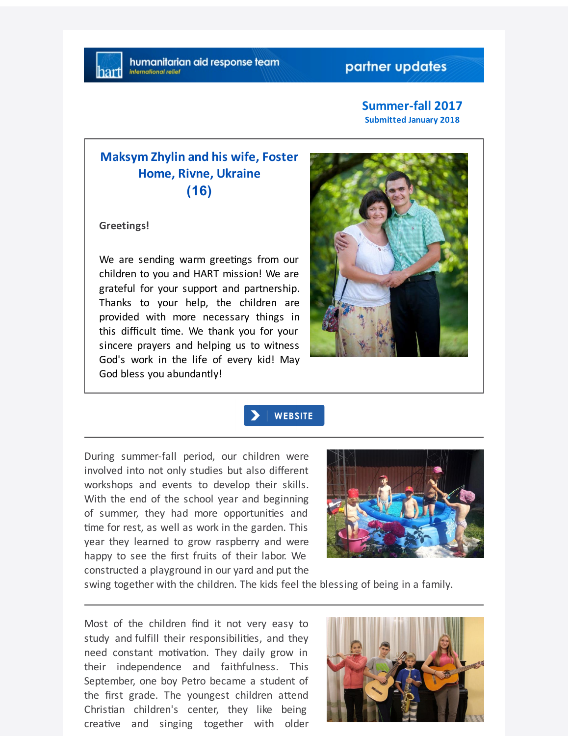humanitarian aid response team
international relief

partner updates

**Summer-fall 2017**
**Submitted January 2018**

## Maksym Zhylin and his wife, Foster Home, Rivne, Ukraine (16)

**Greetings!**

We are sending warm greetings from our children to you and HART mission! We are grateful for your support and partnership. Thanks to your help, the children are provided with more necessary things in this difficult time. We thank you for your sincere prayers and helping us to witness God's work in the life of every kid! May God bless you abundantly!

WEBSITE

---

During summer-fall period, our children were involved into not only studies but also different workshops and events to develop their skills. With the end of the school year and beginning of summer, they had more opportunities and time for rest, as well as work in the garden. This year they learned to grow raspberry and were happy to see the first fruits of their labor. We constructed a playground in our yard and put the swing together with the children. The kids feel the blessing of being in a family.

---

Most of the children find it not very easy to study and fulfill their responsibilities, and they need constant motivation. They daily grow in their independence and faithfulness. This September, one boy Petro became a student of the first grade. The youngest children attend Christian children's center, they like being creative and singing together with older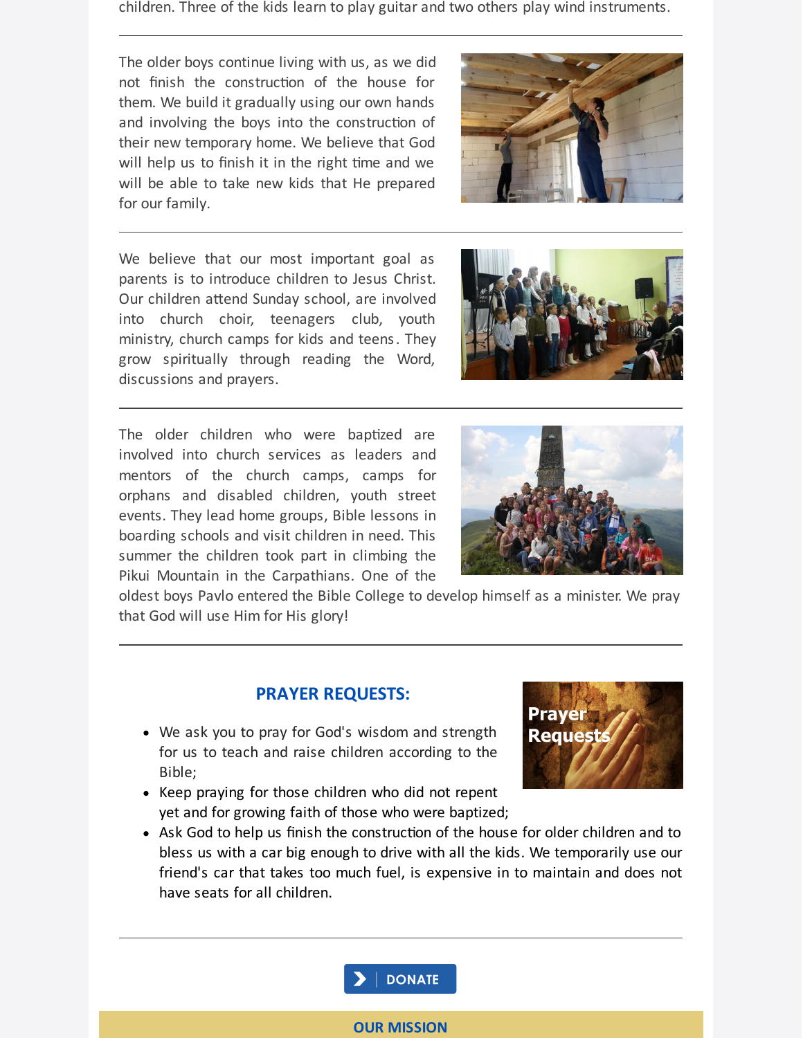children. Three of the kids learn to play guitar and two others play wind instruments.

---

The older boys continue living with us, as we did not finish the construction of the house for them. We build it gradually using our own hands and involving the boys into the construction of their new temporary home. We believe that God will help us to finish it in the right time and we will be able to take new kids that He prepared for our family.

---

We believe that our most important goal as parents is to introduce children to Jesus Christ. Our children attend Sunday school, are involved into church choir, teenagers club, youth ministry, church camps for kids and teens. They grow spiritually through reading the Word, discussions and prayers.

---

The older children who were baptized are involved into church services as leaders and mentors of the church camps, camps for orphans and disabled children, youth street events. They lead home groups, Bible lessons in boarding schools and visit children in need. This summer the children took part in climbing the Pikui Mountain in the Carpathians. One of the oldest boys Pavlo entered the Bible College to develop himself as a minister. We pray that God will use Him for His glory!

---

## PRAYER REQUESTS:

- We ask you to pray for God's wisdom and strength for us to teach and raise children according to the Bible;
- Keep praying for those children who did not repent yet and for growing faith of those who were baptized;
- Ask God to help us finish the construction of the house for older children and to bless us with a car big enough to drive with all the kids. We temporarily use our friend's car that takes too much fuel, is expensive in to maintain and does not have seats for all children.

---

DONATE

## OUR MISSION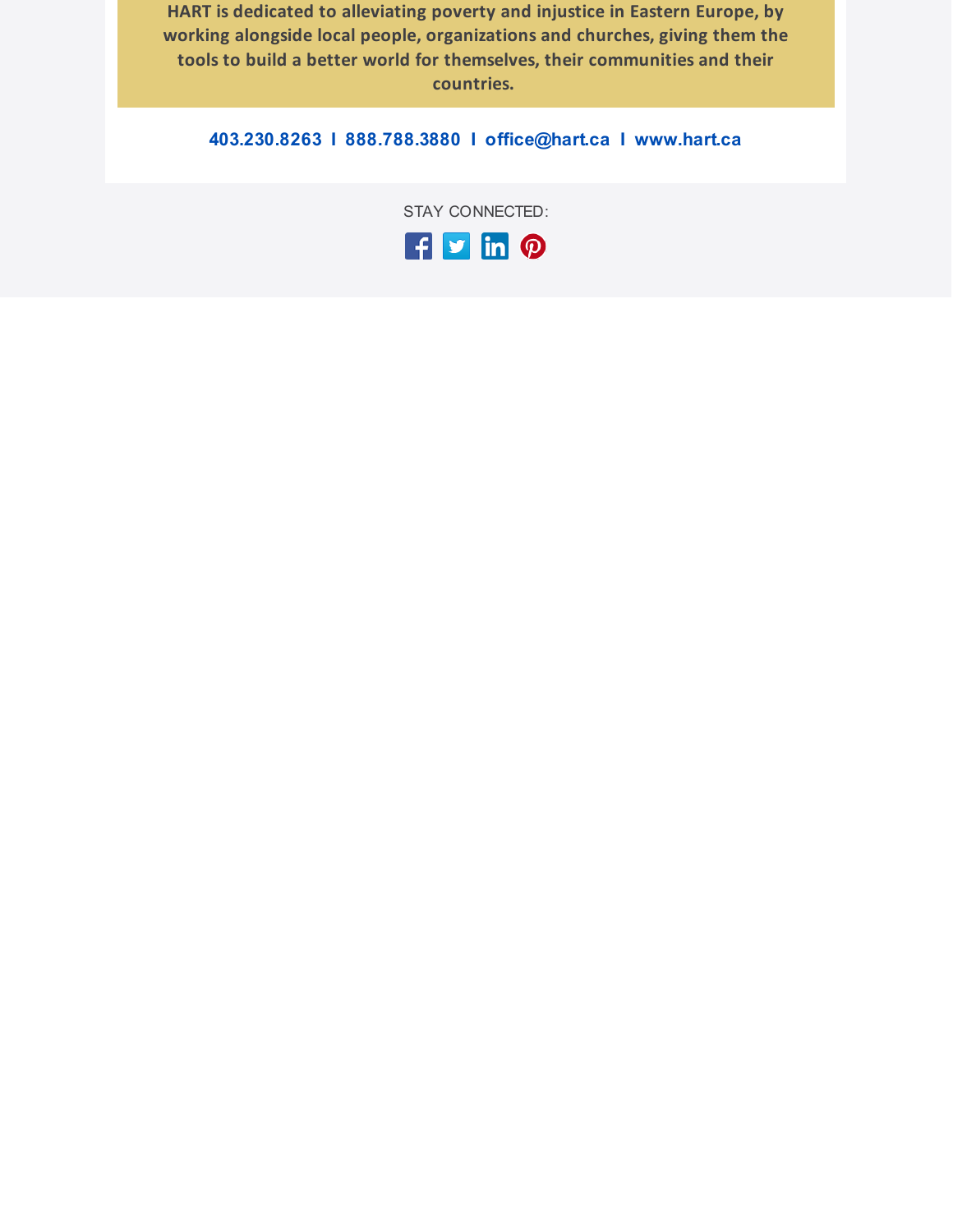**HART is dedicated to alleviating poverty and injustice in Eastern Europe, by working alongside local people, organizations and churches, giving them the tools to build a better world for themselves, their communities and their countries.**

**403.230.8263 I 888.788.3880 I office@hart.ca I www.hart.ca**

STAY CONNECTED: